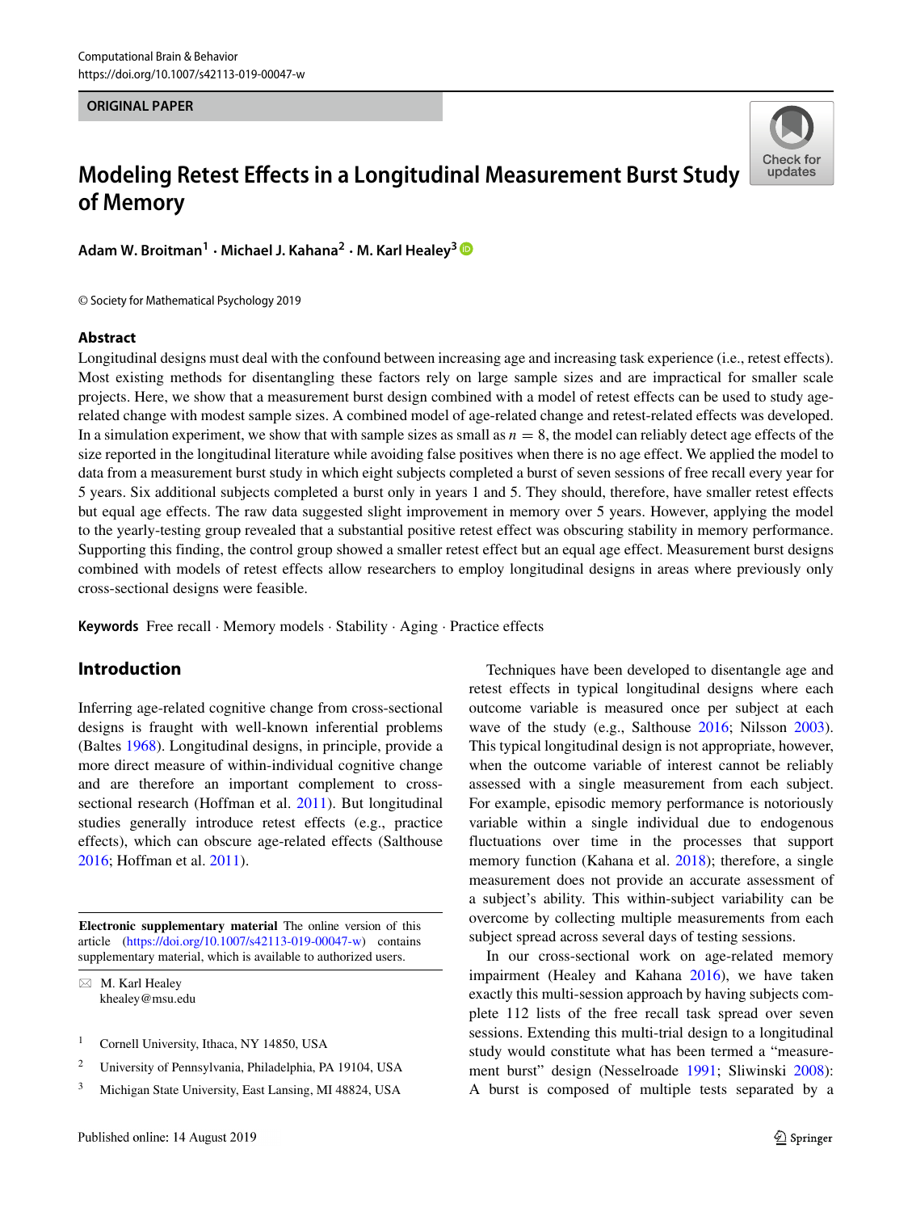ORIGINAL PAPER

# Modeling Retest Effects in a Longitudinal Measurement Burst Study of Memory

**Adam W. Broitman[1] · Michael J. Kahana[2] · M. Karl Healey[3]**

© Society for Mathematical Psychology 2019

## Abstract

Longitudinal designs must deal with the confound between increasing age and increasing task experience (i.e., retest effects). Most existing methods for disentangling these factors rely on large sample sizes and are impractical for smaller scale projects. Here, we show that a measurement burst design combined with a model of retest effects can be used to study age-related change with modest sample sizes. A combined model of age-related change and retest-related effects was developed. In a simulation experiment, we show that with sample sizes as small as $n = 8$, the model can reliably detect age effects of the size reported in the longitudinal literature while avoiding false positives when there is no age effect. We applied the model to data from a measurement burst study in which eight subjects completed a burst of seven sessions of free recall every year for 5 years. Six additional subjects completed a burst only in years 1 and 5. They should, therefore, have smaller retest effects but equal age effects. The raw data suggested slight improvement in memory over 5 years. However, applying the model to the yearly-testing group revealed that a substantial positive retest effect was obscuring stability in memory performance. Supporting this finding, the control group showed a smaller retest effect but an equal age effect. Measurement burst designs combined with models of retest effects allow researchers to employ longitudinal designs in areas where previously only cross-sectional designs were feasible.

**Keywords** Free recall · Memory models · Stability · Aging · Practice effects

## Introduction

Inferring age-related cognitive change from cross-sectional designs is fraught with well-known inferential problems (Baltes 1968). Longitudinal designs, in principle, provide a more direct measure of within-individual cognitive change and are therefore an important complement to cross-sectional research (Hoffman et al. 2011). But longitudinal studies generally introduce retest effects (e.g., practice effects), which can obscure age-related effects (Salthouse 2016; Hoffman et al. 2011).

Techniques have been developed to disentangle age and retest effects in typical longitudinal designs where each outcome variable is measured once per subject at each wave of the study (e.g., Salthouse 2016; Nilsson 2003). This typical longitudinal design is not appropriate, however, when the outcome variable of interest cannot be reliably assessed with a single measurement from each subject. For example, episodic memory performance is notoriously variable within a single individual due to endogenous fluctuations over time in the processes that support memory function (Kahana et al. 2018); therefore, a single measurement does not provide an accurate assessment of a subject's ability. This within-subject variability can be overcome by collecting multiple measurements from each subject spread across several days of testing sessions.

In our cross-sectional work on age-related memory impairment (Healey and Kahana 2016), we have taken exactly this multi-session approach by having subjects complete 112 lists of the free recall task spread over seven sessions. Extending this multi-trial design to a longitudinal study would constitute what has been termed a "measurement burst" design (Nesselroade 1991; Sliwinski 2008): A burst is composed of multiple tests separated by a

---

**Electronic supplementary material** The online version of this article (https://doi.org/10.1007/s42113-019-00047-w) contains supplementary material, which is available to authorized users.

✉ M. Karl Healey
khealey@msu.edu

[1] Cornell University, Ithaca, NY 14850, USA

[2] University of Pennsylvania, Philadelphia, PA 19104, USA

[3] Michigan State University, East Lansing, MI 48824, USA

Published online: 14 August 2019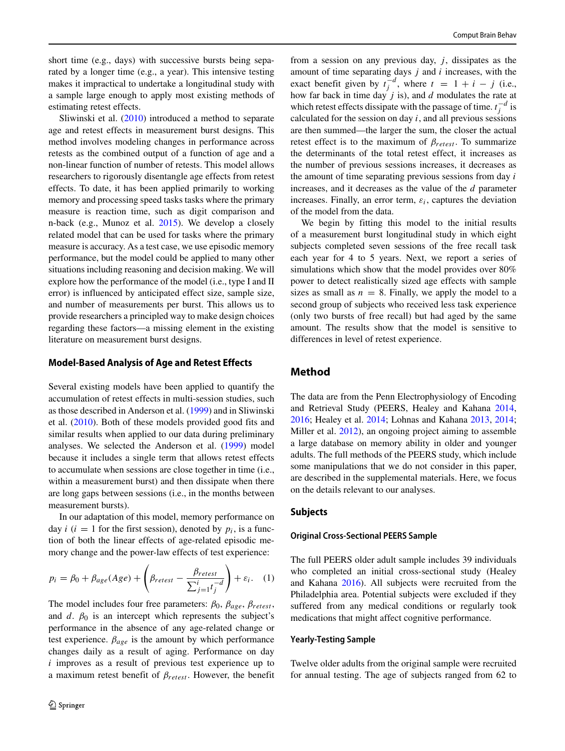short time (e.g., days) with successive bursts being separated by a longer time (e.g., a year). This intensive testing makes it impractical to undertake a longitudinal study with a sample large enough to apply most existing methods of estimating retest effects.

Sliwinski et al. (2010) introduced a method to separate age and retest effects in measurement burst designs. This method involves modeling changes in performance across retests as the combined output of a function of age and a non-linear function of number of retests. This model allows researchers to rigorously disentangle age effects from retest effects. To date, it has been applied primarily to working memory and processing speed tasks tasks where the primary measure is reaction time, such as digit comparison and n-back (e.g., Munoz et al. 2015). We develop a closely related model that can be used for tasks where the primary measure is accuracy. As a test case, we use episodic memory performance, but the model could be applied to many other situations including reasoning and decision making. We will explore how the performance of the model (i.e., type I and II error) is influenced by anticipated effect size, sample size, and number of measurements per burst. This allows us to provide researchers a principled way to make design choices regarding these factors—a missing element in the existing literature on measurement burst designs.

### Model-Based Analysis of Age and Retest Effects

Several existing models have been applied to quantify the accumulation of retest effects in multi-session studies, such as those described in Anderson et al. (1999) and in Sliwinski et al. (2010). Both of these models provided good fits and similar results when applied to our data during preliminary analyses. We selected the Anderson et al. (1999) model because it includes a single term that allows retest effects to accumulate when sessions are close together in time (i.e., within a measurement burst) and then dissipate when there are long gaps between sessions (i.e., in the months between measurement bursts).

In our adaptation of this model, memory performance on day $i$ ($i = 1$ for the first session), denoted by $p_i$, is a function of both the linear effects of age-related episodic memory change and the power-law effects of test experience:

$$p_i = \beta_0 + \beta_{age}(Age) + \left(\beta_{retest} - \frac{\beta_{retest}}{\sum_{j=1}^{i} t_j^{-d}}\right) + \varepsilon_i. \quad (1)$$

The model includes four free parameters: $\beta_0$, $\beta_{age}$, $\beta_{retest}$, and $d$. $\beta_0$ is an intercept which represents the subject's performance in the absence of any age-related change or test experience. $\beta_{age}$ is the amount by which performance changes daily as a result of aging. Performance on day $i$ improves as a result of previous test experience up to a maximum retest benefit of $\beta_{retest}$. However, the benefit from a session on any previous day, $j$, dissipates as the amount of time separating days $j$ and $i$ increases, with the exact benefit given by $t_j^{-d}$, where $t = 1 + i - j$ (i.e., how far back in time day $j$ is), and $d$ modulates the rate at which retest effects dissipate with the passage of time. $t_j^{-d}$ is calculated for the session on day $i$, and all previous sessions are then summed—the larger the sum, the closer the actual retest effect is to the maximum of $\beta_{retest}$. To summarize the determinants of the total retest effect, it increases as the number of previous sessions increases, it decreases as the amount of time separating previous sessions from day $i$ increases, and it decreases as the value of the $d$ parameter increases. Finally, an error term, $\varepsilon_i$, captures the deviation of the model from the data.

We begin by fitting this model to the initial results of a measurement burst longitudinal study in which eight subjects completed seven sessions of the free recall task each year for 4 to 5 years. Next, we report a series of simulations which show that the model provides over 80% power to detect realistically sized age effects with sample sizes as small as $n = 8$. Finally, we apply the model to a second group of subjects who received less task experience (only two bursts of free recall) but had aged by the same amount. The results show that the model is sensitive to differences in level of retest experience.

## Method

The data are from the Penn Electrophysiology of Encoding and Retrieval Study (PEERS, Healey and Kahana 2014, 2016; Healey et al. 2014; Lohnas and Kahana 2013, 2014; Miller et al. 2012), an ongoing project aiming to assemble a large database on memory ability in older and younger adults. The full methods of the PEERS study, which include some manipulations that we do not consider in this paper, are described in the supplemental materials. Here, we focus on the details relevant to our analyses.

### Subjects

#### Original Cross-Sectional PEERS Sample

The full PEERS older adult sample includes 39 individuals who completed an initial cross-sectional study (Healey and Kahana 2016). All subjects were recruited from the Philadelphia area. Potential subjects were excluded if they suffered from any medical conditions or regularly took medications that might affect cognitive performance.

#### Yearly-Testing Sample

Twelve older adults from the original sample were recruited for annual testing. The age of subjects ranged from 62 to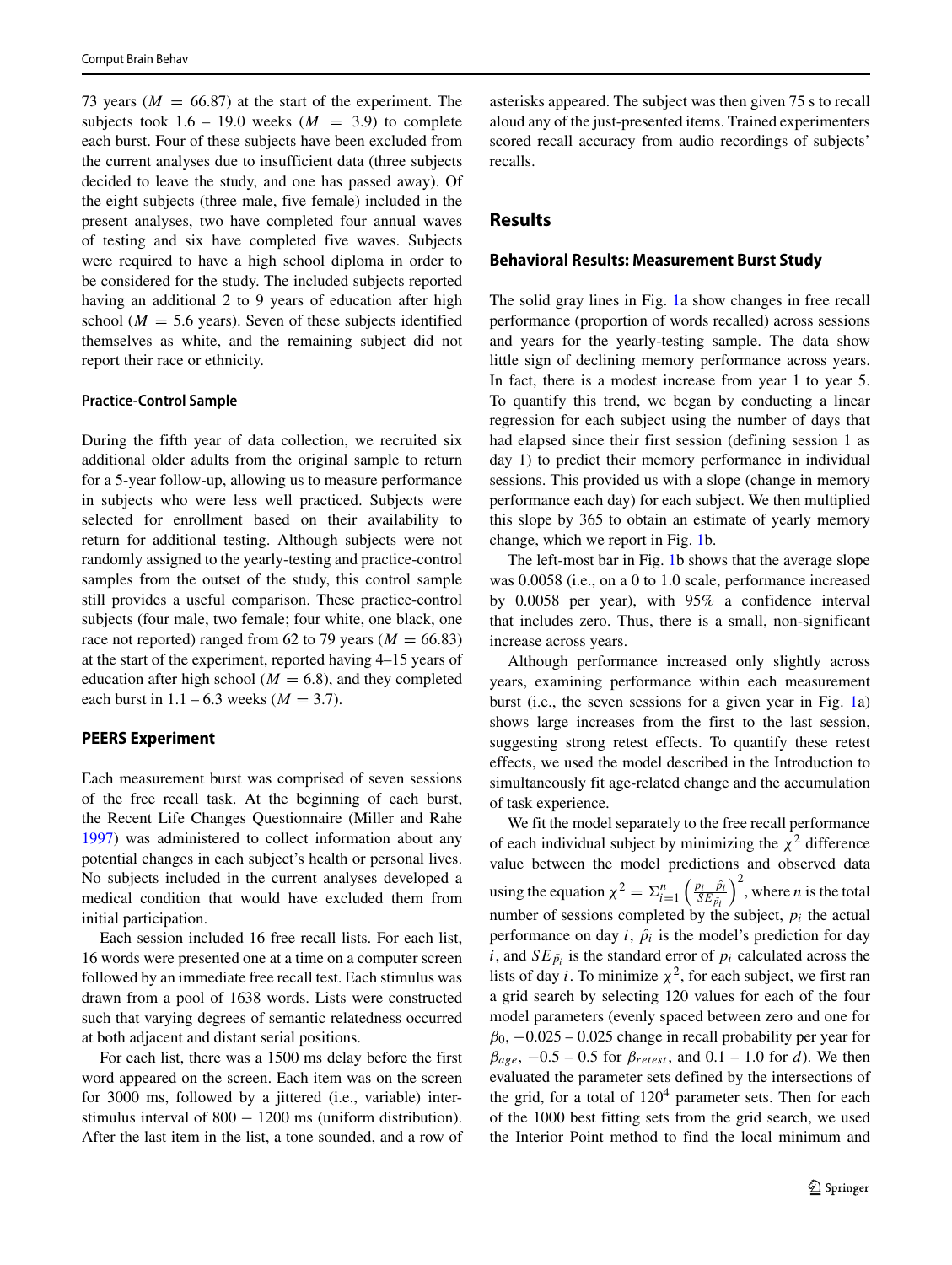73 years ($M = 66.87$) at the start of the experiment. The subjects took 1.6 – 19.0 weeks ($M = 3.9$) to complete each burst. Four of these subjects have been excluded from the current analyses due to insufficient data (three subjects decided to leave the study, and one has passed away). Of the eight subjects (three male, five female) included in the present analyses, two have completed four annual waves of testing and six have completed five waves. Subjects were required to have a high school diploma in order to be considered for the study. The included subjects reported having an additional 2 to 9 years of education after high school ($M = 5.6$ years). Seven of these subjects identified themselves as white, and the remaining subject did not report their race or ethnicity.

#### Practice-Control Sample

During the fifth year of data collection, we recruited six additional older adults from the original sample to return for a 5-year follow-up, allowing us to measure performance in subjects who were less well practiced. Subjects were selected for enrollment based on their availability to return for additional testing. Although subjects were not randomly assigned to the yearly-testing and practice-control samples from the outset of the study, this control sample still provides a useful comparison. These practice-control subjects (four male, two female; four white, one black, one race not reported) ranged from 62 to 79 years ($M = 66.83$) at the start of the experiment, reported having 4–15 years of education after high school ($M = 6.8$), and they completed each burst in 1.1 – 6.3 weeks ($M = 3.7$).

### PEERS Experiment

Each measurement burst was comprised of seven sessions of the free recall task. At the beginning of each burst, the Recent Life Changes Questionnaire (Miller and Rahe 1997) was administered to collect information about any potential changes in each subject's health or personal lives. No subjects included in the current analyses developed a medical condition that would have excluded them from initial participation.

Each session included 16 free recall lists. For each list, 16 words were presented one at a time on a computer screen followed by an immediate free recall test. Each stimulus was drawn from a pool of 1638 words. Lists were constructed such that varying degrees of semantic relatedness occurred at both adjacent and distant serial positions.

For each list, there was a 1500 ms delay before the first word appeared on the screen. Each item was on the screen for 3000 ms, followed by a jittered (i.e., variable) inter-stimulus interval of 800 − 1200 ms (uniform distribution). After the last item in the list, a tone sounded, and a row of asterisks appeared. The subject was then given 75 s to recall aloud any of the just-presented items. Trained experimenters scored recall accuracy from audio recordings of subjects' recalls.

## Results

### Behavioral Results: Measurement Burst Study

The solid gray lines in Fig. 1a show changes in free recall performance (proportion of words recalled) across sessions and years for the yearly-testing sample. The data show little sign of declining memory performance across years. In fact, there is a modest increase from year 1 to year 5. To quantify this trend, we began by conducting a linear regression for each subject using the number of days that had elapsed since their first session (defining session 1 as day 1) to predict their memory performance in individual sessions. This provided us with a slope (change in memory performance each day) for each subject. We then multiplied this slope by 365 to obtain an estimate of yearly memory change, which we report in Fig. 1b.

The left-most bar in Fig. 1b shows that the average slope was 0.0058 (i.e., on a 0 to 1.0 scale, performance increased by 0.0058 per year), with 95% a confidence interval that includes zero. Thus, there is a small, non-significant increase across years.

Although performance increased only slightly across years, examining performance within each measurement burst (i.e., the seven sessions for a given year in Fig. 1a) shows large increases from the first to the last session, suggesting strong retest effects. To quantify these retest effects, we used the model described in the Introduction to simultaneously fit age-related change and the accumulation of task experience.

We fit the model separately to the free recall performance of each individual subject by minimizing the $\chi^2$ difference value between the model predictions and observed data using the equation $\chi^2 = \Sigma_{i=1}^{n} \left( \frac{p_i - \hat{p}_i}{SE_{\bar{p}_i}} \right)^2$, where $n$ is the total number of sessions completed by the subject, $p_i$ the actual performance on day $i$, $\hat{p}_i$ is the model's prediction for day $i$, and $SE_{\bar{p}_i}$ is the standard error of $p_i$ calculated across the lists of day $i$. To minimize $\chi^2$, for each subject, we first ran a grid search by selecting 120 values for each of the four model parameters (evenly spaced between zero and one for $\beta_0$, −0.025 – 0.025 change in recall probability per year for $\beta_{age}$, −0.5 – 0.5 for $\beta_{retest}$, and 0.1 – 1.0 for $d$). We then evaluated the parameter sets defined by the intersections of the grid, for a total of $120^4$ parameter sets. Then for each of the 1000 best fitting sets from the grid search, we used the Interior Point method to find the local minimum and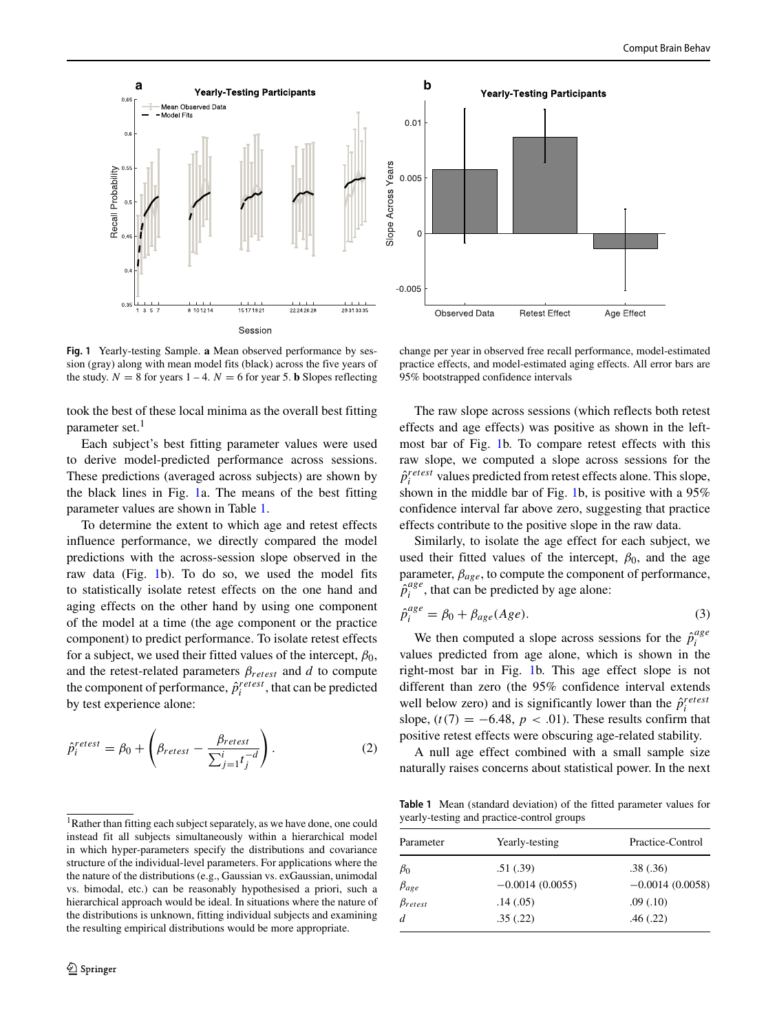Fig. 1 Yearly-testing Sample. **a** Mean observed performance by session (gray) along with mean model fits (black) across the five years of the study. $N = 8$ for years 1 – 4. $N = 6$ for year 5. **b** Slopes reflecting change per year in observed free recall performance, model-estimated practice effects, and model-estimated aging effects. All error bars are 95% bootstrapped confidence intervals

took the best of these local minima as the overall best fitting parameter set.[1]

Each subject's best fitting parameter values were used to derive model-predicted performance across sessions. These predictions (averaged across subjects) are shown by the black lines in Fig. 1a. The means of the best fitting parameter values are shown in Table 1.

To determine the extent to which age and retest effects influence performance, we directly compared the model predictions with the across-session slope observed in the raw data (Fig. 1b). To do so, we used the model fits to statistically isolate retest effects on the one hand and aging effects on the other hand by using one component of the model at a time (the age component or the practice component) to predict performance. To isolate retest effects for a subject, we used their fitted values of the intercept, $\beta_0$, and the retest-related parameters $\beta_{retest}$ and $d$ to compute the component of performance, $\hat{p}_i^{retest}$, that can be predicted by test experience alone:

$$\hat{p}_i^{retest} = \beta_0 + \left( \beta_{retest} - \frac{\beta_{retest}}{\sum_{j=1}^{i} t_j^{-d}} \right). \tag{2}$$

The raw slope across sessions (which reflects both retest effects and age effects) was positive as shown in the left-most bar of Fig. 1b. To compare retest effects with this raw slope, we computed a slope across sessions for the $\hat{p}_i^{retest}$ values predicted from retest effects alone. This slope, shown in the middle bar of Fig. 1b, is positive with a 95% confidence interval far above zero, suggesting that practice effects contribute to the positive slope in the raw data.

Similarly, to isolate the age effect for each subject, we used their fitted values of the intercept, $\beta_0$, and the age parameter, $\beta_{age}$, to compute the component of performance, $\hat{p}_i^{age}$, that can be predicted by age alone:

$$\hat{p}_i^{age} = \beta_0 + \beta_{age}(Age). \tag{3}$$

We then computed a slope across sessions for the $\hat{p}_i^{age}$ values predicted from age alone, which is shown in the right-most bar in Fig. 1b. This age effect slope is not different than zero (the 95% confidence interval extends well below zero) and is significantly lower than the $\hat{p}_i^{retest}$ slope, ($t(7) = -6.48$, $p < .01$). These results confirm that positive retest effects were obscuring age-related stability.

A null age effect combined with a small sample size naturally raises concerns about statistical power. In the next

Table 1 Mean (standard deviation) of the fitted parameter values for yearly-testing and practice-control groups

| Parameter | Yearly-testing | Practice-Control |
|---|---|---|
| $\beta_0$ | .51 (.39) | .38 (.36) |
| $\beta_{age}$ | −0.0014 (0.0055) | −0.0014 (0.0058) |
| $\beta_{retest}$ | .14 (.05) | .09 (.10) |
| $d$ | .35 (.22) | .46 (.22) |

[1] Rather than fitting each subject separately, as we have done, one could instead fit all subjects simultaneously within a hierarchical model in which hyper-parameters specify the distributions and covariance structure of the individual-level parameters. For applications where the the nature of the distributions (e.g., Gaussian vs. exGaussian, unimodal vs. bimodal, etc.) can be reasonably hypothesised a priori, such a hierarchical approach would be ideal. In situations where the nature of the distributions is unknown, fitting individual subjects and examining the resulting empirical distributions would be more appropriate.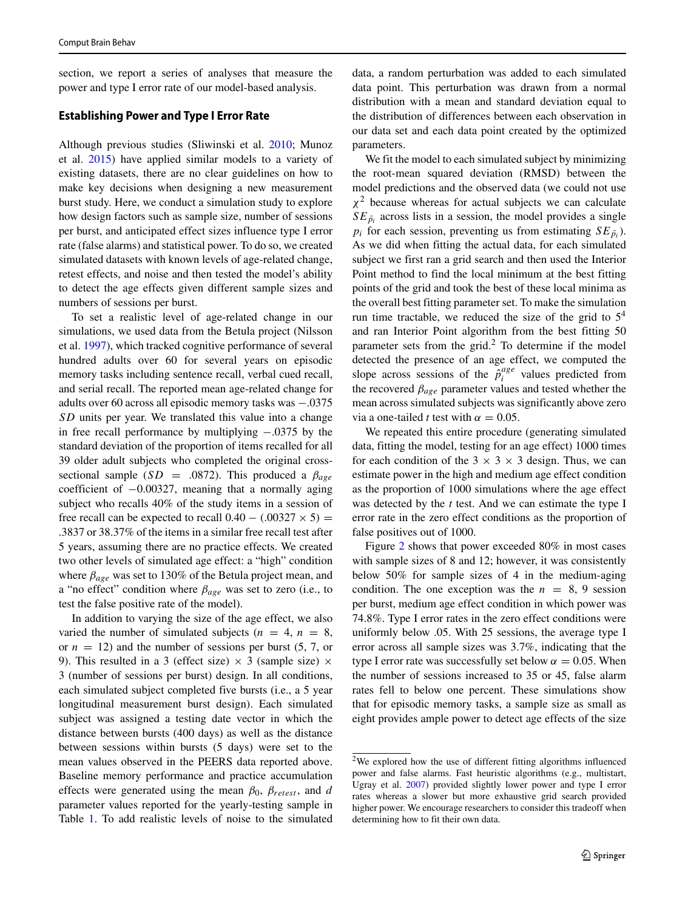section, we report a series of analyses that measure the power and type I error rate of our model-based analysis.

## Establishing Power and Type I Error Rate

Although previous studies (Sliwinski et al. 2010; Munoz et al. 2015) have applied similar models to a variety of existing datasets, there are no clear guidelines on how to make key decisions when designing a new measurement burst study. Here, we conduct a simulation study to explore how design factors such as sample size, number of sessions per burst, and anticipated effect sizes influence type I error rate (false alarms) and statistical power. To do so, we created simulated datasets with known levels of age-related change, retest effects, and noise and then tested the model's ability to detect the age effects given different sample sizes and numbers of sessions per burst.

To set a realistic level of age-related change in our simulations, we used data from the Betula project (Nilsson et al. 1997), which tracked cognitive performance of several hundred adults over 60 for several years on episodic memory tasks including sentence recall, verbal cued recall, and serial recall. The reported mean age-related change for adults over 60 across all episodic memory tasks was −.0375 *SD* units per year. We translated this value into a change in free recall performance by multiplying −.0375 by the standard deviation of the proportion of items recalled for all 39 older adult subjects who completed the original cross-sectional sample ($SD = .0872$). This produced a $\beta_{age}$ coefficient of −0.00327, meaning that a normally aging subject who recalls 40% of the study items in a session of free recall can be expected to recall $0.40 - (.00327 \times 5) = .3837$ or 38.37% of the items in a similar free recall test after 5 years, assuming there are no practice effects. We created two other levels of simulated age effect: a "high" condition where $\beta_{age}$ was set to 130% of the Betula project mean, and a "no effect" condition where $\beta_{age}$ was set to zero (i.e., to test the false positive rate of the model).

In addition to varying the size of the age effect, we also varied the number of simulated subjects ($n = 4$, $n = 8$, or $n = 12$) and the number of sessions per burst (5, 7, or 9). This resulted in a 3 (effect size) × 3 (sample size) × 3 (number of sessions per burst) design. In all conditions, each simulated subject completed five bursts (i.e., a 5 year longitudinal measurement burst design). Each simulated subject was assigned a testing date vector in which the distance between bursts (400 days) as well as the distance between sessions within bursts (5 days) were set to the mean values observed in the PEERS data reported above. Baseline memory performance and practice accumulation effects were generated using the mean $\beta_0$, $\beta_{retest}$, and $d$ parameter values reported for the yearly-testing sample in Table 1. To add realistic levels of noise to the simulated data, a random perturbation was added to each simulated data point. This perturbation was drawn from a normal distribution with a mean and standard deviation equal to the distribution of differences between each observation in our data set and each data point created by the optimized parameters.

We fit the model to each simulated subject by minimizing the root-mean squared deviation (RMSD) between the model predictions and the observed data (we could not use $\chi^2$ because whereas for actual subjects we can calculate $SE_{\bar{p}_i}$ across lists in a session, the model provides a single $p_i$ for each session, preventing us from estimating $SE_{\bar{p}_i}$). As we did when fitting the actual data, for each simulated subject we first ran a grid search and then used the Interior Point method to find the local minimum at the best fitting points of the grid and took the best of these local minima as the overall best fitting parameter set. To make the simulation run time tractable, we reduced the size of the grid to $5^4$ and ran Interior Point algorithm from the best fitting 50 parameter sets from the grid.[2] To determine if the model detected the presence of an age effect, we computed the slope across sessions of the $\hat{p}_i^{age}$ values predicted from the recovered $\beta_{age}$ parameter values and tested whether the mean across simulated subjects was significantly above zero via a one-tailed $t$ test with $\alpha = 0.05$.

We repeated this entire procedure (generating simulated data, fitting the model, testing for an age effect) 1000 times for each condition of the 3 × 3 × 3 design. Thus, we can estimate power in the high and medium age effect condition as the proportion of 1000 simulations where the age effect was detected by the $t$ test. And we can estimate the type I error rate in the zero effect conditions as the proportion of false positives out of 1000.

Figure 2 shows that power exceeded 80% in most cases with sample sizes of 8 and 12; however, it was consistently below 50% for sample sizes of 4 in the medium-aging condition. The one exception was the $n = 8$, 9 session per burst, medium age effect condition in which power was 74.8%. Type I error rates in the zero effect conditions were uniformly below .05. With 25 sessions, the average type I error across all sample sizes was 3.7%, indicating that the type I error rate was successfully set below $\alpha = 0.05$. When the number of sessions increased to 35 or 45, false alarm rates fell to below one percent. These simulations show that for episodic memory tasks, a sample size as small as eight provides ample power to detect age effects of the size

[2] We explored how the use of different fitting algorithms influenced power and false alarms. Fast heuristic algorithms (e.g., multistart, Ugray et al. 2007) provided slightly lower power and type I error rates whereas a slower but more exhaustive grid search provided higher power. We encourage researchers to consider this tradeoff when determining how to fit their own data.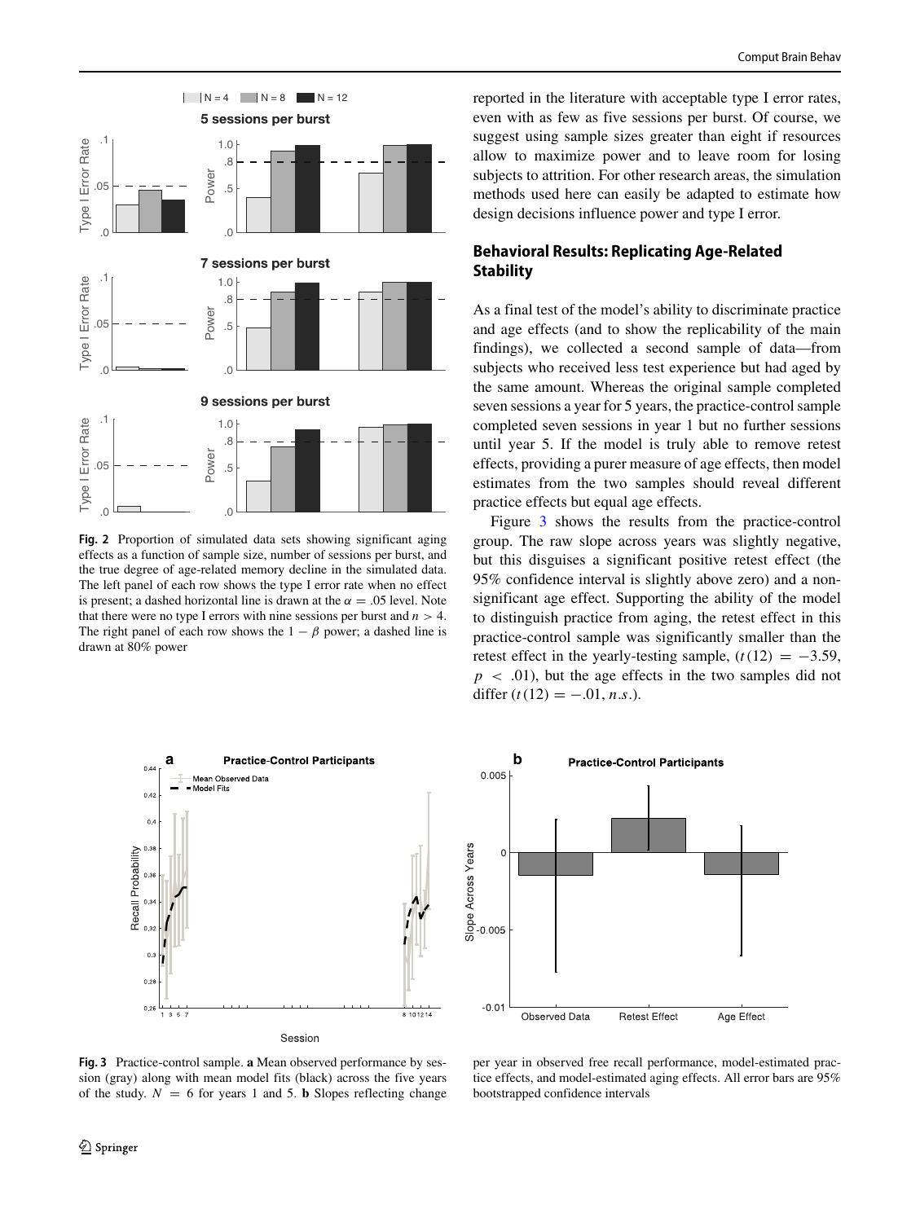Fig. 2 Proportion of simulated data sets showing significant aging effects as a function of sample size, number of sessions per burst, and the true degree of age-related memory decline in the simulated data. The left panel of each row shows the type I error rate when no effect is present; a dashed horizontal line is drawn at the $\alpha = .05$ level. Note that there were no type I errors with nine sessions per burst and $n > 4$. The right panel of each row shows the $1 - \beta$ power; a dashed line is drawn at 80% power

reported in the literature with acceptable type I error rates, even with as few as five sessions per burst. Of course, we suggest using sample sizes greater than eight if resources allow to maximize power and to leave room for losing subjects to attrition. For other research areas, the simulation methods used here can easily be adapted to estimate how design decisions influence power and type I error.

## Behavioral Results: Replicating Age-Related Stability

As a final test of the model's ability to discriminate practice and age effects (and to show the replicability of the main findings), we collected a second sample of data—from subjects who received less test experience but had aged by the same amount. Whereas the original sample completed seven sessions a year for 5 years, the practice-control sample completed seven sessions in year 1 but no further sessions until year 5. If the model is truly able to remove retest effects, providing a purer measure of age effects, then model estimates from the two samples should reveal different practice effects but equal age effects.

Figure 3 shows the results from the practice-control group. The raw slope across years was slightly negative, but this disguises a significant positive retest effect (the 95% confidence interval is slightly above zero) and a non-significant age effect. Supporting the ability of the model to distinguish practice from aging, the retest effect in this practice-control sample was significantly smaller than the retest effect in the yearly-testing sample, ($t(12) = -3.59$, $p < .01$), but the age effects in the two samples did not differ ($t(12) = -.01$, *n.s.*).

Fig. 3 Practice-control sample. **a** Mean observed performance by session (gray) along with mean model fits (black) across the five years of the study. $N = 6$ for years 1 and 5. **b** Slopes reflecting change per year in observed free recall performance, model-estimated practice effects, and model-estimated aging effects. All error bars are 95% bootstrapped confidence intervals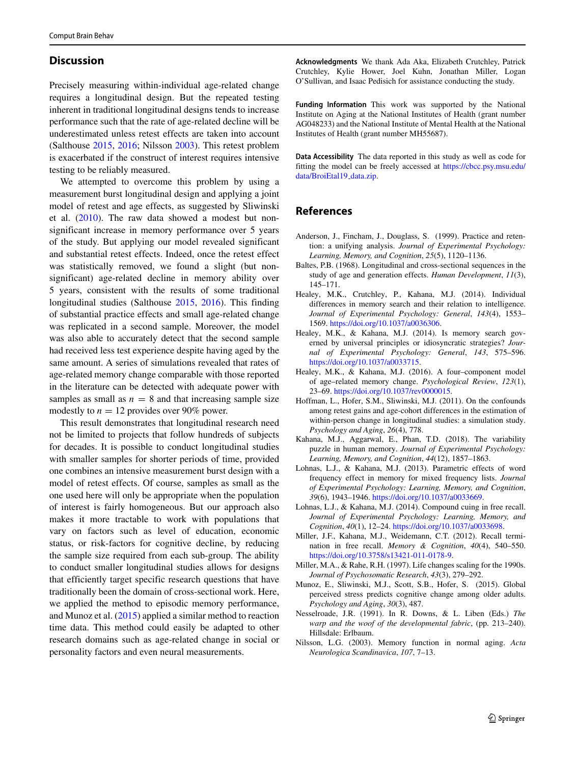## Discussion

Precisely measuring within-individual age-related change requires a longitudinal design. But the repeated testing inherent in traditional longitudinal designs tends to increase performance such that the rate of age-related decline will be underestimated unless retest effects are taken into account (Salthouse 2015, 2016; Nilsson 2003). This retest problem is exacerbated if the construct of interest requires intensive testing to be reliably measured.

We attempted to overcome this problem by using a measurement burst longitudinal design and applying a joint model of retest and age effects, as suggested by Sliwinski et al. (2010). The raw data showed a modest but non-significant increase in memory performance over 5 years of the study. But applying our model revealed significant and substantial retest effects. Indeed, once the retest effect was statistically removed, we found a slight (but non-significant) age-related decline in memory ability over 5 years, consistent with the results of some traditional longitudinal studies (Salthouse 2015, 2016). This finding of substantial practice effects and small age-related change was replicated in a second sample. Moreover, the model was also able to accurately detect that the second sample had received less test experience despite having aged by the same amount. A series of simulations revealed that rates of age-related memory change comparable with those reported in the literature can be detected with adequate power with samples as small as $n = 8$ and that increasing sample size modestly to $n = 12$ provides over 90% power.

This result demonstrates that longitudinal research need not be limited to projects that follow hundreds of subjects for decades. It is possible to conduct longitudinal studies with smaller samples for shorter periods of time, provided one combines an intensive measurement burst design with a model of retest effects. Of course, samples as small as the one used here will only be appropriate when the population of interest is fairly homogeneous. But our approach also makes it more tractable to work with populations that vary on factors such as level of education, economic status, or risk-factors for cognitive decline, by reducing the sample size required from each sub-group. The ability to conduct smaller longitudinal studies allows for designs that efficiently target specific research questions that have traditionally been the domain of cross-sectional work. Here, we applied the method to episodic memory performance, and Munoz et al. (2015) applied a similar method to reaction time data. This method could easily be adapted to other research domains such as age-related change in social or personality factors and even neural measurements.

**Acknowledgments** We thank Ada Aka, Elizabeth Crutchley, Patrick Crutchley, Kylie Hower, Joel Kuhn, Jonathan Miller, Logan O'Sullivan, and Isaac Pedisich for assistance conducting the study.

**Funding Information** This work was supported by the National Institute on Aging at the National Institutes of Health (grant number AG048233) and the National Institute of Mental Health at the National Institutes of Health (grant number MH55687).

**Data Accessibility** The data reported in this study as well as code for fitting the model can be freely accessed at https://cbcc.psy.msu.edu/data/BroiEtal19_data.zip.

## References

Anderson, J., Fincham, J., Douglass, S. (1999). Practice and retention: a unifying analysis. *Journal of Experimental Psychology: Learning, Memory, and Cognition*, *25*(5), 1120–1136.

Baltes, P.B. (1968). Longitudinal and cross-sectional sequences in the study of age and generation effects. *Human Development*, *11*(3), 145–171.

Healey, M.K., Crutchley, P., Kahana, M.J. (2014). Individual differences in memory search and their relation to intelligence. *Journal of Experimental Psychology: General*, *143*(4), 1553–1569. https://doi.org/10.1037/a0036306.

Healey, M.K., & Kahana, M.J. (2014). Is memory search governed by universal principles or idiosyncratic strategies? *Journal of Experimental Psychology: General*, *143*, 575–596. https://doi.org/10.1037/a0033715.

Healey, M.K., & Kahana, M.J. (2016). A four–component model of age–related memory change. *Psychological Review*, *123*(1), 23–69. https://doi.org/10.1037/rev0000015.

Hoffman, L., Hofer, S.M., Sliwinski, M.J. (2011). On the confounds among retest gains and age-cohort differences in the estimation of within-person change in longitudinal studies: a simulation study. *Psychology and Aging*, *26*(4), 778.

Kahana, M.J., Aggarwal, E., Phan, T.D. (2018). The variability puzzle in human memory. *Journal of Experimental Psychology: Learning, Memory, and Cognition*, *44*(12), 1857–1863.

Lohnas, L.J., & Kahana, M.J. (2013). Parametric effects of word frequency effect in memory for mixed frequency lists. *Journal of Experimental Psychology: Learning, Memory, and Cognition*, *39*(6), 1943–1946. https://doi.org/10.1037/a0033669.

Lohnas, L.J., & Kahana, M.J. (2014). Compound cuing in free recall. *Journal of Experimental Psychology: Learning, Memory, and Cognition*, *40*(1), 12–24. https://doi.org/10.1037/a0033698.

Miller, J.F., Kahana, M.J., Weidemann, C.T. (2012). Recall termination in free recall. *Memory & Cognition*, *40*(4), 540–550. https://doi.org/10.3758/s13421-011-0178-9.

Miller, M.A., & Rahe, R.H. (1997). Life changes scaling for the 1990s. *Journal of Psychosomatic Research*, *43*(3), 279–292.

Munoz, E., Sliwinski, M.J., Scott, S.B., Hofer, S. (2015). Global perceived stress predicts cognitive change among older adults. *Psychology and Aging*, *30*(3), 487.

Nesselroade, J.R. (1991). In R. Downs, & L. Liben (Eds.) *The warp and the woof of the developmental fabric*, (pp. 213–240). Hillsdale: Erlbaum.

Nilsson, L.G. (2003). Memory function in normal aging. *Acta Neurologica Scandinavica*, *107*, 7–13.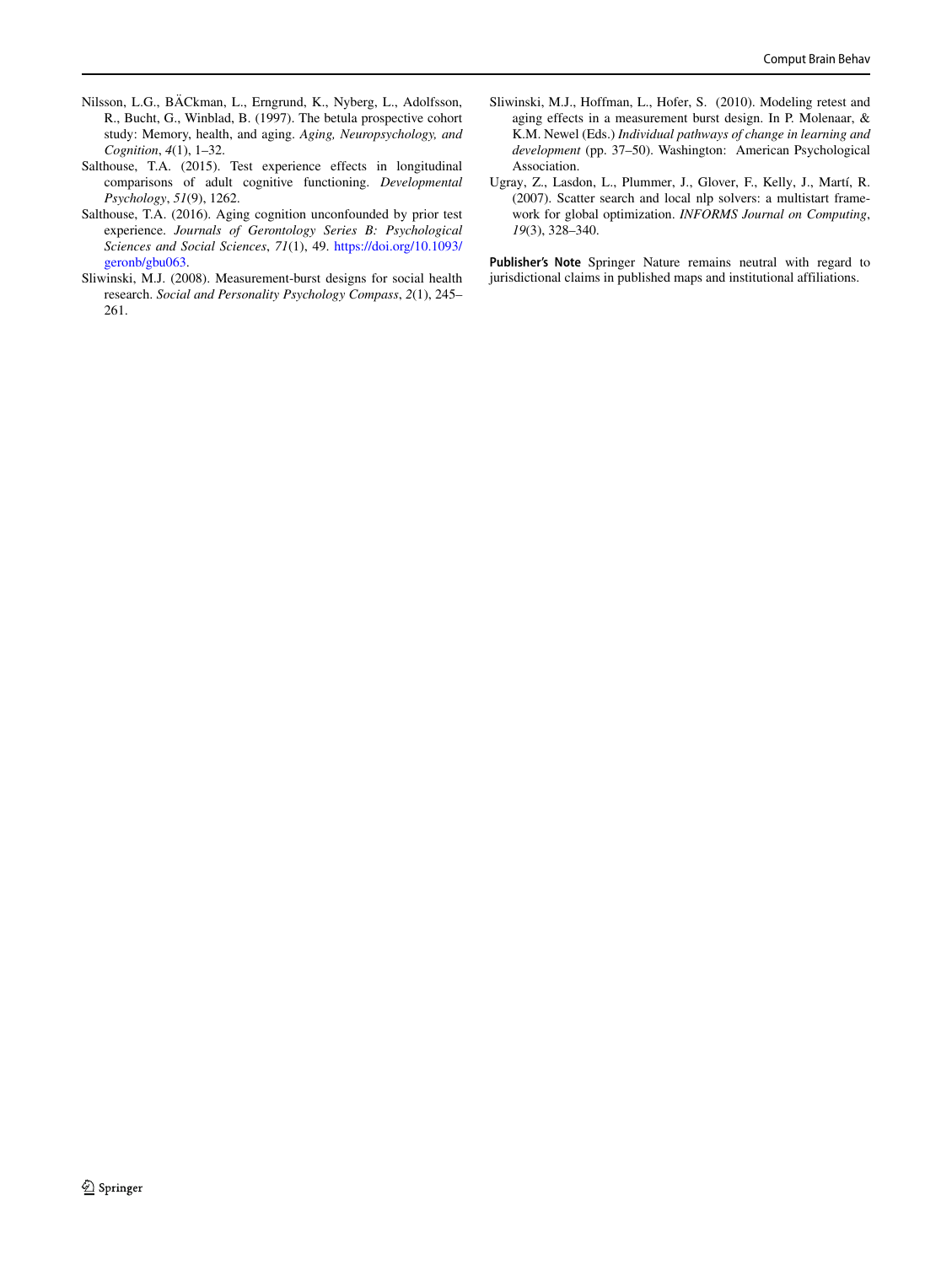Nilsson, L.G., BÄCkman, L., Erngrund, K., Nyberg, L., Adolfsson, R., Bucht, G., Winblad, B. (1997). The betula prospective cohort study: Memory, health, and aging. *Aging, Neuropsychology, and Cognition*, *4*(1), 1–32.

Salthouse, T.A. (2015). Test experience effects in longitudinal comparisons of adult cognitive functioning. *Developmental Psychology*, *51*(9), 1262.

Salthouse, T.A. (2016). Aging cognition unconfounded by prior test experience. *Journals of Gerontology Series B: Psychological Sciences and Social Sciences*, *71*(1), 49. https://doi.org/10.1093/geronb/gbu063.

Sliwinski, M.J. (2008). Measurement-burst designs for social health research. *Social and Personality Psychology Compass*, *2*(1), 245–261.

Sliwinski, M.J., Hoffman, L., Hofer, S. (2010). Modeling retest and aging effects in a measurement burst design. In P. Molenaar, & K.M. Newel (Eds.) *Individual pathways of change in learning and development* (pp. 37–50). Washington: American Psychological Association.

Ugray, Z., Lasdon, L., Plummer, J., Glover, F., Kelly, J., Martí, R. (2007). Scatter search and local nlp solvers: a multistart framework for global optimization. *INFORMS Journal on Computing*, *19*(3), 328–340.

**Publisher's Note** Springer Nature remains neutral with regard to jurisdictional claims in published maps and institutional affiliations.